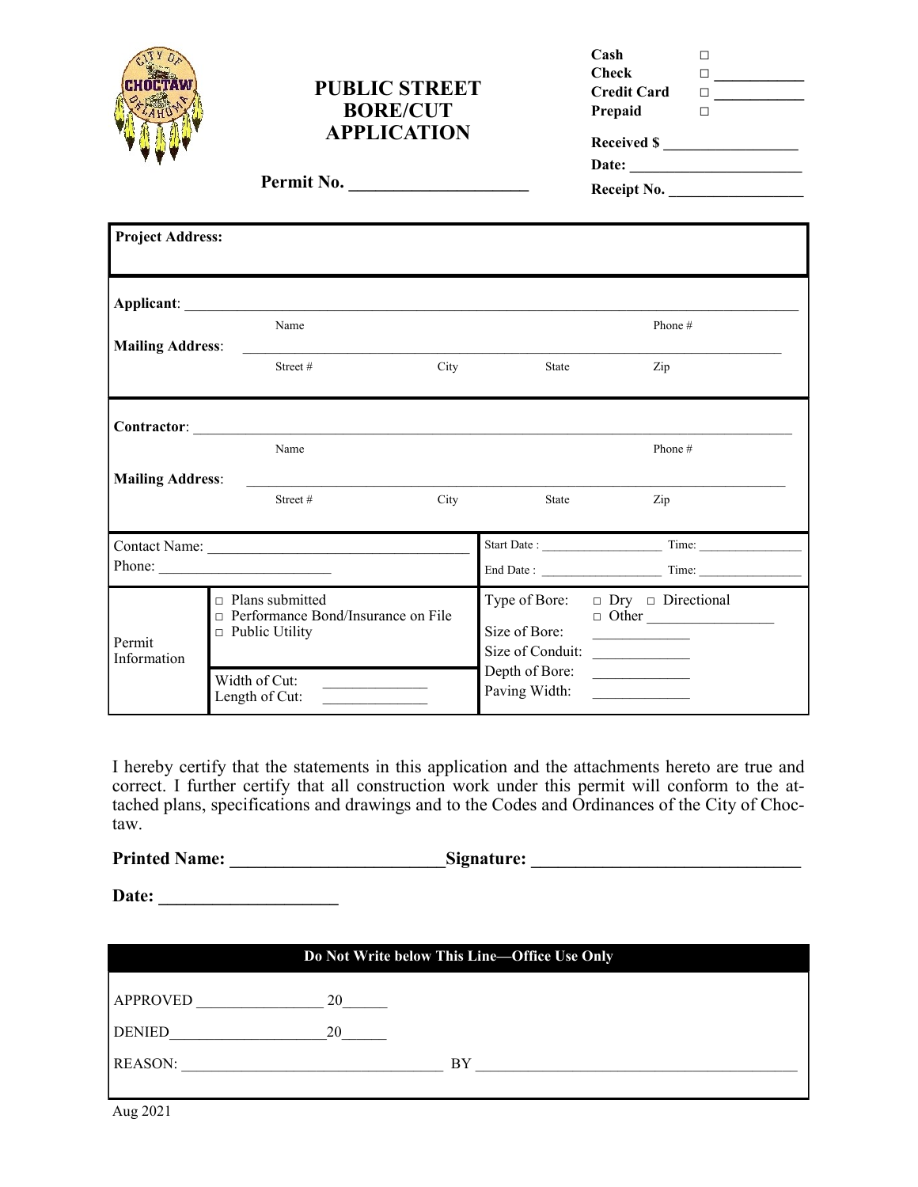# PUBLIC STREET BORE/CUT APPLICATION

**Permit No. ____________________**

| | | |
|---|---|---|
| **Cash** | □ | |
| **Check** | □ | ___________ |
| **Credit Card** | □ | ___________ |
| **Prepaid** | □ | |

**Received $ _________________**

**Date: ______________________**

**Receipt No. _________________**

**Project Address:**

**Applicant**: ______________________________________________________________

Name Phone #

**Mailing Address**: ______________________________________________________________

Street # City State Zip

**Contractor**: ______________________________________________________________

Name Phone #

**Mailing Address**: ______________________________________________________________

Street # City State Zip

| | |
|---|---|
| Contact Name: ___________________________________<br>Phone: ________________________ | Start Date : __________________ Time: _______________<br>End Date : __________________ Time: _______________ |

| Permit Information | □ Plans submitted<br>□ Performance Bond/Insurance on File<br>□ Public Utility | Type of Bore: □ Dry □ Directional<br>□ Other _________________<br>Size of Bore: _____________<br>Size of Conduit: _____________<br>Depth of Bore: _____________<br>Paving Width: _____________ |
|---|---|---|
| | Width of Cut: _____________<br>Length of Cut: _____________ | |

I hereby certify that the statements in this application and the attachments hereto are true and correct. I further certify that all construction work under this permit will conform to the attached plans, specifications and drawings and to the Codes and Ordinances of the City of Choctaw.

**Printed Name: _______________________Signature: ______________________________**

**Date: ___________________**

**Do Not Write below This Line—Office Use Only**

APPROVED ________________ 20______

DENIED____________________20______

REASON: _________________________________ BY ________________________________________

Aug 2021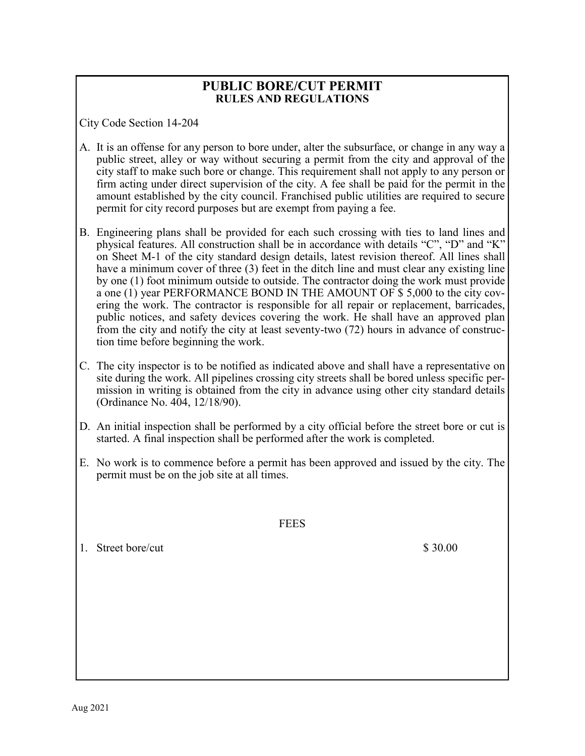# PUBLIC BORE/CUT PERMIT
## RULES AND REGULATIONS

City Code Section 14-204

A. It is an offense for any person to bore under, alter the subsurface, or change in any way a public street, alley or way without securing a permit from the city and approval of the city staff to make such bore or change. This requirement shall not apply to any person or firm acting under direct supervision of the city. A fee shall be paid for the permit in the amount established by the city council. Franchised public utilities are required to secure permit for city record purposes but are exempt from paying a fee.

B. Engineering plans shall be provided for each such crossing with ties to land lines and physical features. All construction shall be in accordance with details "C", "D" and "K" on Sheet M-1 of the city standard design details, latest revision thereof. All lines shall have a minimum cover of three (3) feet in the ditch line and must clear any existing line by one (1) foot minimum outside to outside. The contractor doing the work must provide a one (1) year PERFORMANCE BOND IN THE AMOUNT OF $ 5,000 to the city covering the work. The contractor is responsible for all repair or replacement, barricades, public notices, and safety devices covering the work. He shall have an approved plan from the city and notify the city at least seventy-two (72) hours in advance of construction time before beginning the work.

C. The city inspector is to be notified as indicated above and shall have a representative on site during the work. All pipelines crossing city streets shall be bored unless specific permission in writing is obtained from the city in advance using other city standard details (Ordinance No. 404, 12/18/90).

D. An initial inspection shall be performed by a city official before the street bore or cut is started. A final inspection shall be performed after the work is completed.

E. No work is to commence before a permit has been approved and issued by the city. The permit must be on the job site at all times.

FEES

1. Street bore/cut $ 30.00

Aug 2021